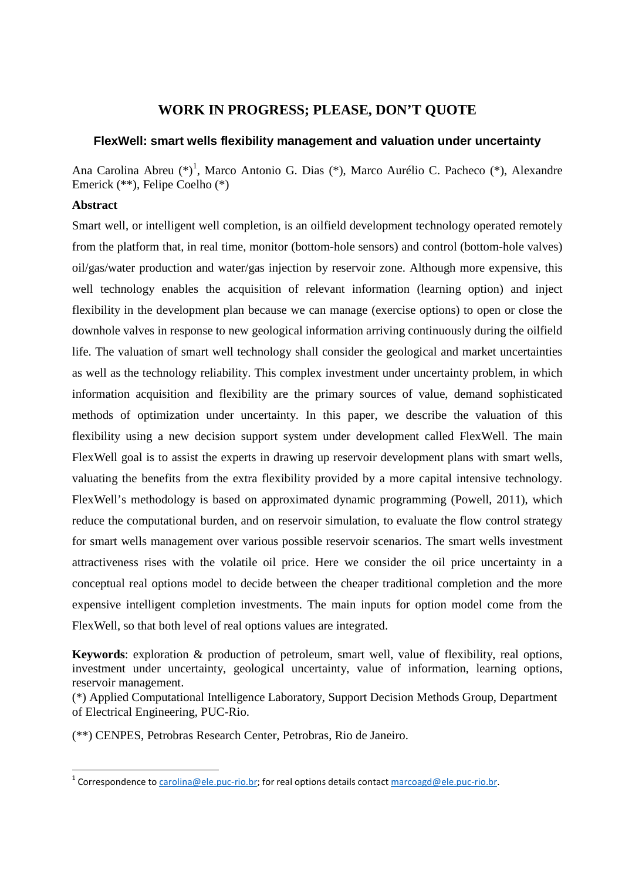## WORK IN PROGRESS; PLEASE, DON'T QUOTE

# FlexWell: smart wells flexibility management and valuation under uncertainty

Ana Carolina Abreu (*)[1], Marco Antonio G. Dias (*), Marco Aurélio C. Pacheco (*), Alexandre Emerick (**), Felipe Coelho (*)

### Abstract

Smart well, or intelligent well completion, is an oilfield development technology operated remotely from the platform that, in real time, monitor (bottom-hole sensors) and control (bottom-hole valves) oil/gas/water production and water/gas injection by reservoir zone. Although more expensive, this well technology enables the acquisition of relevant information (learning option) and inject flexibility in the development plan because we can manage (exercise options) to open or close the downhole valves in response to new geological information arriving continuously during the oilfield life. The valuation of smart well technology shall consider the geological and market uncertainties as well as the technology reliability. This complex investment under uncertainty problem, in which information acquisition and flexibility are the primary sources of value, demand sophisticated methods of optimization under uncertainty. In this paper, we describe the valuation of this flexibility using a new decision support system under development called FlexWell. The main FlexWell goal is to assist the experts in drawing up reservoir development plans with smart wells, valuating the benefits from the extra flexibility provided by a more capital intensive technology. FlexWell's methodology is based on approximated dynamic programming (Powell, 2011), which reduce the computational burden, and on reservoir simulation, to evaluate the flow control strategy for smart wells management over various possible reservoir scenarios. The smart wells investment attractiveness rises with the volatile oil price. Here we consider the oil price uncertainty in a conceptual real options model to decide between the cheaper traditional completion and the more expensive intelligent completion investments. The main inputs for option model come from the FlexWell, so that both level of real options values are integrated.

**Keywords**: exploration & production of petroleum, smart well, value of flexibility, real options, investment under uncertainty, geological uncertainty, value of information, learning options, reservoir management.

(*) Applied Computational Intelligence Laboratory, Support Decision Methods Group, Department of Electrical Engineering, PUC-Rio.

(**) CENPES, Petrobras Research Center, Petrobras, Rio de Janeiro.

---

[1] Correspondence to carolina@ele.puc-rio.br; for real options details contact marcoagd@ele.puc-rio.br.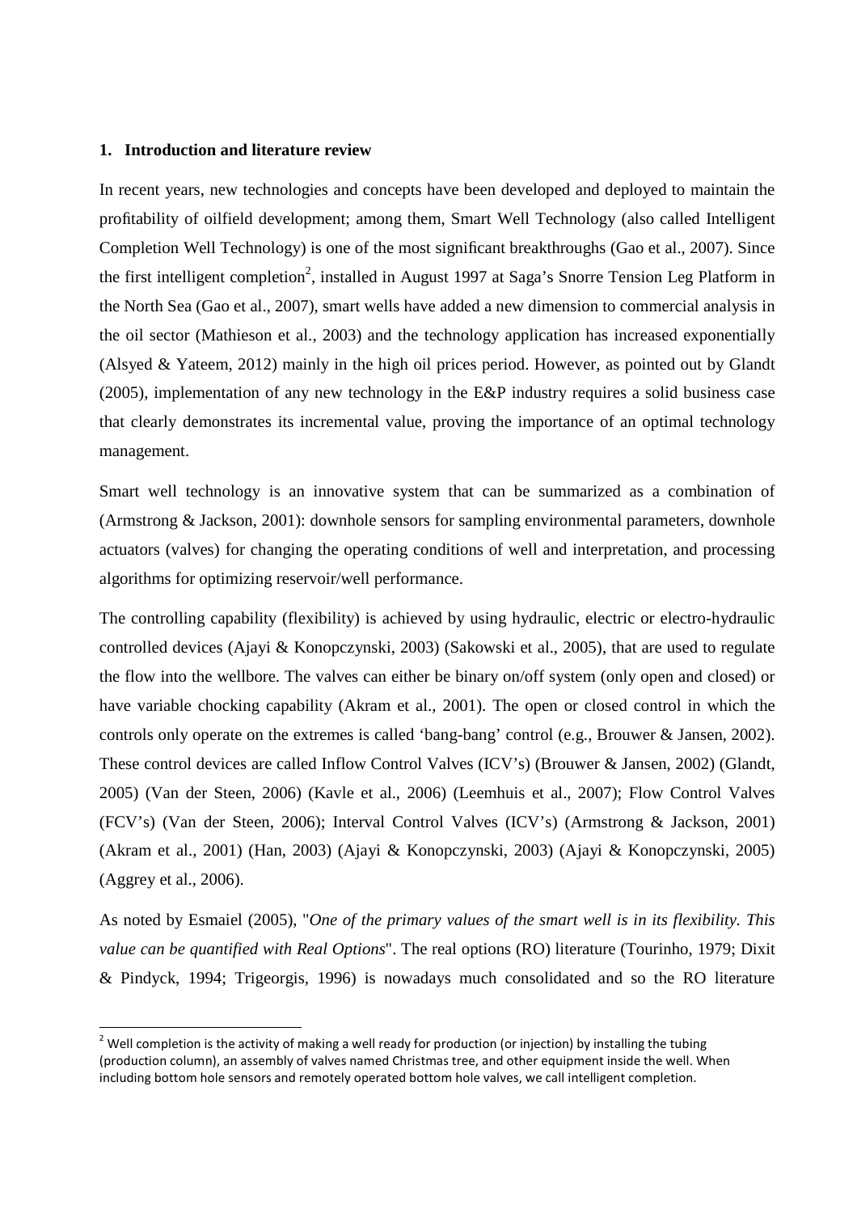## 1. Introduction and literature review

In recent years, new technologies and concepts have been developed and deployed to maintain the profitability of oilfield development; among them, Smart Well Technology (also called Intelligent Completion Well Technology) is one of the most significant breakthroughs (Gao et al., 2007). Since the first intelligent completion[2], installed in August 1997 at Saga's Snorre Tension Leg Platform in the North Sea (Gao et al., 2007), smart wells have added a new dimension to commercial analysis in the oil sector (Mathieson et al., 2003) and the technology application has increased exponentially (Alsyed & Yateem, 2012) mainly in the high oil prices period. However, as pointed out by Glandt (2005), implementation of any new technology in the E&P industry requires a solid business case that clearly demonstrates its incremental value, proving the importance of an optimal technology management.

Smart well technology is an innovative system that can be summarized as a combination of (Armstrong & Jackson, 2001): downhole sensors for sampling environmental parameters, downhole actuators (valves) for changing the operating conditions of well and interpretation, and processing algorithms for optimizing reservoir/well performance.

The controlling capability (flexibility) is achieved by using hydraulic, electric or electro-hydraulic controlled devices (Ajayi & Konopczynski, 2003) (Sakowski et al., 2005), that are used to regulate the flow into the wellbore. The valves can either be binary on/off system (only open and closed) or have variable chocking capability (Akram et al., 2001). The open or closed control in which the controls only operate on the extremes is called 'bang-bang' control (e.g., Brouwer & Jansen, 2002). These control devices are called Inflow Control Valves (ICV's) (Brouwer & Jansen, 2002) (Glandt, 2005) (Van der Steen, 2006) (Kavle et al., 2006) (Leemhuis et al., 2007); Flow Control Valves (FCV's) (Van der Steen, 2006); Interval Control Valves (ICV's) (Armstrong & Jackson, 2001) (Akram et al., 2001) (Han, 2003) (Ajayi & Konopczynski, 2003) (Ajayi & Konopczynski, 2005) (Aggrey et al., 2006).

As noted by Esmaiel (2005), "*One of the primary values of the smart well is in its flexibility. This value can be quantified with Real Options*". The real options (RO) literature (Tourinho, 1979; Dixit & Pindyck, 1994; Trigeorgis, 1996) is nowadays much consolidated and so the RO literature

[2] Well completion is the activity of making a well ready for production (or injection) by installing the tubing (production column), an assembly of valves named Christmas tree, and other equipment inside the well. When including bottom hole sensors and remotely operated bottom hole valves, we call intelligent completion.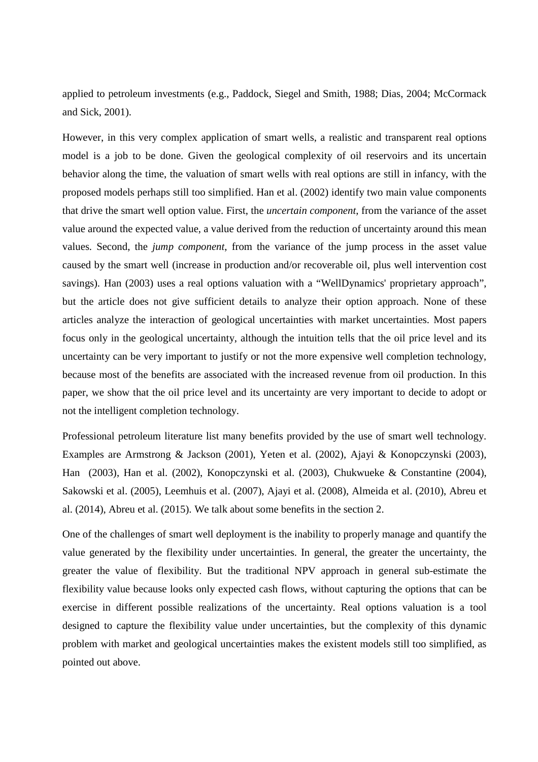applied to petroleum investments (e.g., Paddock, Siegel and Smith, 1988; Dias, 2004; McCormack and Sick, 2001).

However, in this very complex application of smart wells, a realistic and transparent real options model is a job to be done. Given the geological complexity of oil reservoirs and its uncertain behavior along the time, the valuation of smart wells with real options are still in infancy, with the proposed models perhaps still too simplified. Han et al. (2002) identify two main value components that drive the smart well option value. First, the *uncertain component*, from the variance of the asset value around the expected value, a value derived from the reduction of uncertainty around this mean values. Second, the *jump component*, from the variance of the jump process in the asset value caused by the smart well (increase in production and/or recoverable oil, plus well intervention cost savings). Han (2003) uses a real options valuation with a "WellDynamics' proprietary approach", but the article does not give sufficient details to analyze their option approach. None of these articles analyze the interaction of geological uncertainties with market uncertainties. Most papers focus only in the geological uncertainty, although the intuition tells that the oil price level and its uncertainty can be very important to justify or not the more expensive well completion technology, because most of the benefits are associated with the increased revenue from oil production. In this paper, we show that the oil price level and its uncertainty are very important to decide to adopt or not the intelligent completion technology.

Professional petroleum literature list many benefits provided by the use of smart well technology. Examples are Armstrong & Jackson (2001), Yeten et al. (2002), Ajayi & Konopczynski (2003), Han (2003), Han et al. (2002), Konopczynski et al. (2003), Chukwueke & Constantine (2004), Sakowski et al. (2005), Leemhuis et al. (2007), Ajayi et al. (2008), Almeida et al. (2010), Abreu et al. (2014), Abreu et al. (2015). We talk about some benefits in the section 2.

One of the challenges of smart well deployment is the inability to properly manage and quantify the value generated by the flexibility under uncertainties. In general, the greater the uncertainty, the greater the value of flexibility. But the traditional NPV approach in general sub-estimate the flexibility value because looks only expected cash flows, without capturing the options that can be exercise in different possible realizations of the uncertainty. Real options valuation is a tool designed to capture the flexibility value under uncertainties, but the complexity of this dynamic problem with market and geological uncertainties makes the existent models still too simplified, as pointed out above.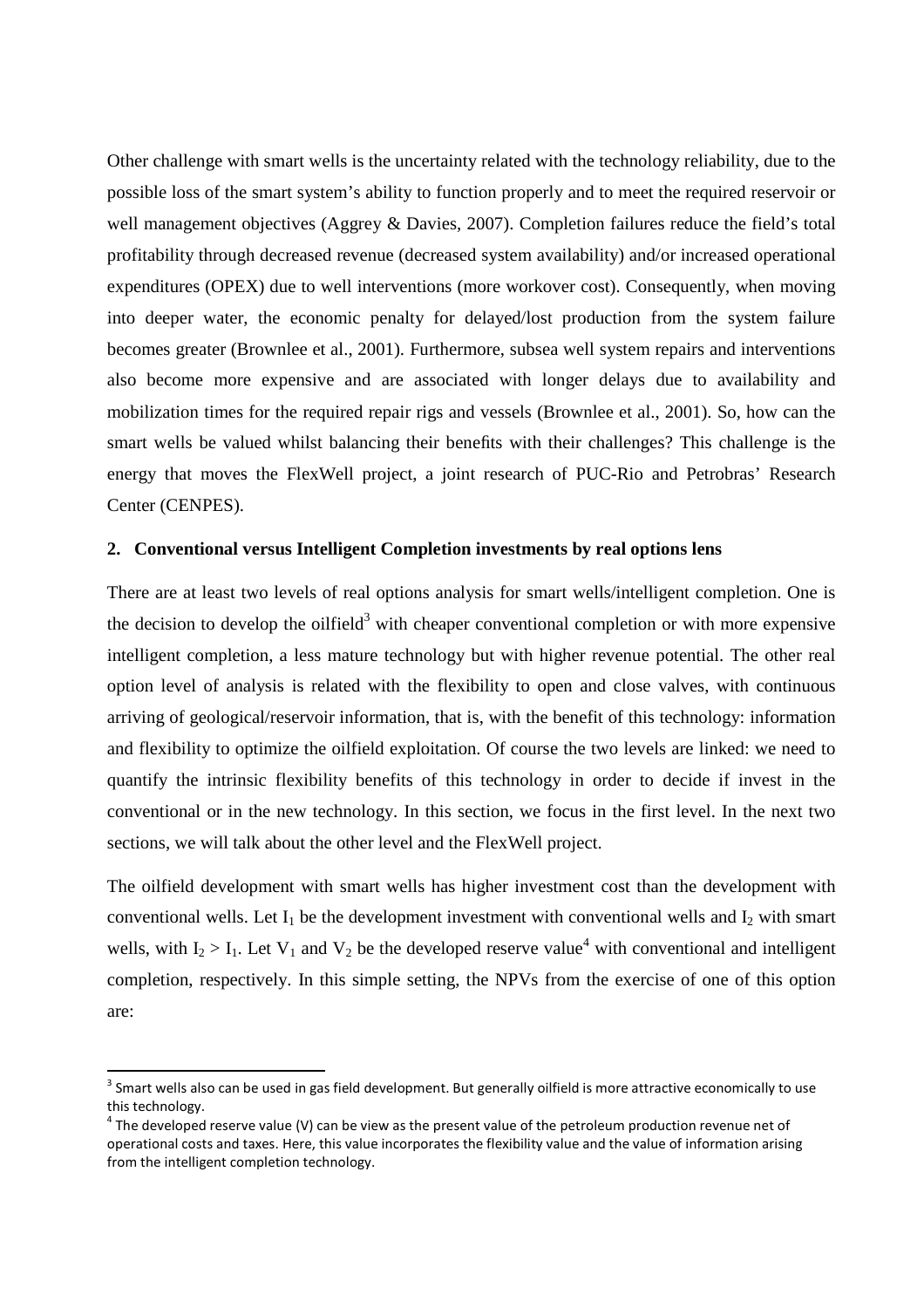Other challenge with smart wells is the uncertainty related with the technology reliability, due to the possible loss of the smart system's ability to function properly and to meet the required reservoir or well management objectives (Aggrey & Davies, 2007). Completion failures reduce the field's total profitability through decreased revenue (decreased system availability) and/or increased operational expenditures (OPEX) due to well interventions (more workover cost). Consequently, when moving into deeper water, the economic penalty for delayed/lost production from the system failure becomes greater (Brownlee et al., 2001). Furthermore, subsea well system repairs and interventions also become more expensive and are associated with longer delays due to availability and mobilization times for the required repair rigs and vessels (Brownlee et al., 2001). So, how can the smart wells be valued whilst balancing their benefits with their challenges? This challenge is the energy that moves the FlexWell project, a joint research of PUC-Rio and Petrobras' Research Center (CENPES).

## 2. Conventional versus Intelligent Completion investments by real options lens

There are at least two levels of real options analysis for smart wells/intelligent completion. One is the decision to develop the oilfield[3] with cheaper conventional completion or with more expensive intelligent completion, a less mature technology but with higher revenue potential. The other real option level of analysis is related with the flexibility to open and close valves, with continuous arriving of geological/reservoir information, that is, with the benefit of this technology: information and flexibility to optimize the oilfield exploitation. Of course the two levels are linked: we need to quantify the intrinsic flexibility benefits of this technology in order to decide if invest in the conventional or in the new technology. In this section, we focus in the first level. In the next two sections, we will talk about the other level and the FlexWell project.

The oilfield development with smart wells has higher investment cost than the development with conventional wells. Let $I_1$ be the development investment with conventional wells and $I_2$ with smart wells, with $I_2 > I_1$. Let $V_1$ and $V_2$ be the developed reserve value[4] with conventional and intelligent completion, respectively. In this simple setting, the NPVs from the exercise of one of this option are:

---

[3] Smart wells also can be used in gas field development. But generally oilfield is more attractive economically to use this technology.

[4] The developed reserve value (V) can be view as the present value of the petroleum production revenue net of operational costs and taxes. Here, this value incorporates the flexibility value and the value of information arising from the intelligent completion technology.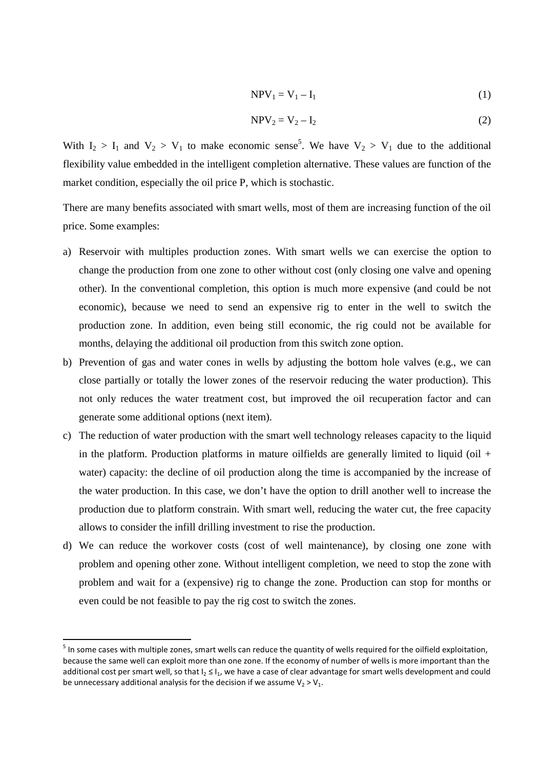$$NPV_1 = V_1 - I_1 \quad (1)$$

$$NPV_2 = V_2 - I_2 \quad (2)$$

With $I_2 > I_1$ and $V_2 > V_1$ to make economic sense[5]. We have $V_2 > V_1$ due to the additional flexibility value embedded in the intelligent completion alternative. These values are function of the market condition, especially the oil price P, which is stochastic.

There are many benefits associated with smart wells, most of them are increasing function of the oil price. Some examples:

a) Reservoir with multiples production zones. With smart wells we can exercise the option to change the production from one zone to other without cost (only closing one valve and opening other). In the conventional completion, this option is much more expensive (and could be not economic), because we need to send an expensive rig to enter in the well to switch the production zone. In addition, even being still economic, the rig could not be available for months, delaying the additional oil production from this switch zone option.

b) Prevention of gas and water cones in wells by adjusting the bottom hole valves (e.g., we can close partially or totally the lower zones of the reservoir reducing the water production). This not only reduces the water treatment cost, but improved the oil recuperation factor and can generate some additional options (next item).

c) The reduction of water production with the smart well technology releases capacity to the liquid in the platform. Production platforms in mature oilfields are generally limited to liquid (oil + water) capacity: the decline of oil production along the time is accompanied by the increase of the water production. In this case, we don't have the option to drill another well to increase the production due to platform constrain. With smart well, reducing the water cut, the free capacity allows to consider the infill drilling investment to rise the production.

d) We can reduce the workover costs (cost of well maintenance), by closing one zone with problem and opening other zone. Without intelligent completion, we need to stop the zone with problem and wait for a (expensive) rig to change the zone. Production can stop for months or even could be not feasible to pay the rig cost to switch the zones.

---

[5] In some cases with multiple zones, smart wells can reduce the quantity of wells required for the oilfield exploitation, because the same well can exploit more than one zone. If the economy of number of wells is more important than the additional cost per smart well, so that $I_2 \leq I_1$, we have a case of clear advantage for smart wells development and could be unnecessary additional analysis for the decision if we assume $V_2 > V_1$.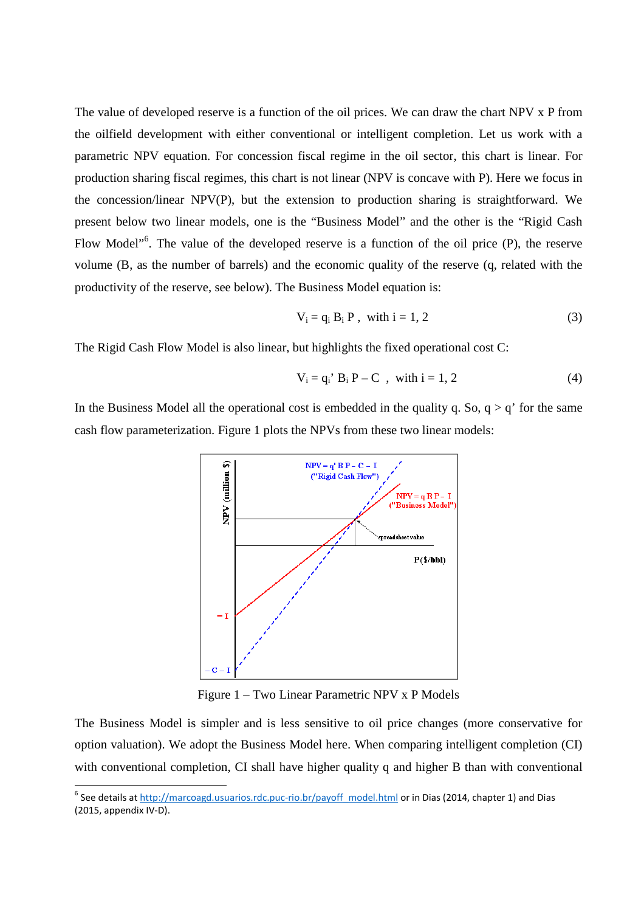The value of developed reserve is a function of the oil prices. We can draw the chart NPV x P from the oilfield development with either conventional or intelligent completion. Let us work with a parametric NPV equation. For concession fiscal regime in the oil sector, this chart is linear. For production sharing fiscal regimes, this chart is not linear (NPV is concave with P). Here we focus in the concession/linear NPV(P), but the extension to production sharing is straightforward. We present below two linear models, one is the "Business Model" and the other is the "Rigid Cash Flow Model"[6]. The value of the developed reserve is a function of the oil price (P), the reserve volume (B, as the number of barrels) and the economic quality of the reserve (q, related with the productivity of the reserve, see below). The Business Model equation is:

$$V_i = q_i \, B_i \, P \ , \ \text{ with } i = 1, 2 \tag{3}$$

The Rigid Cash Flow Model is also linear, but highlights the fixed operational cost C:

$$V_i = q_i' \, B_i \, P - C \ , \ \text{ with } i = 1, 2 \tag{4}$$

In the Business Model all the operational cost is embedded in the quality q. So, $q > q'$ for the same cash flow parameterization. Figure 1 plots the NPVs from these two linear models:

Figure 1 – Two Linear Parametric NPV x P Models

The Business Model is simpler and is less sensitive to oil price changes (more conservative for option valuation). We adopt the Business Model here. When comparing intelligent completion (CI) with conventional completion, CI shall have higher quality q and higher B than with conventional

[6] See details at http://marcoagd.usuarios.rdc.puc-rio.br/payoff_model.html or in Dias (2014, chapter 1) and Dias (2015, appendix IV-D).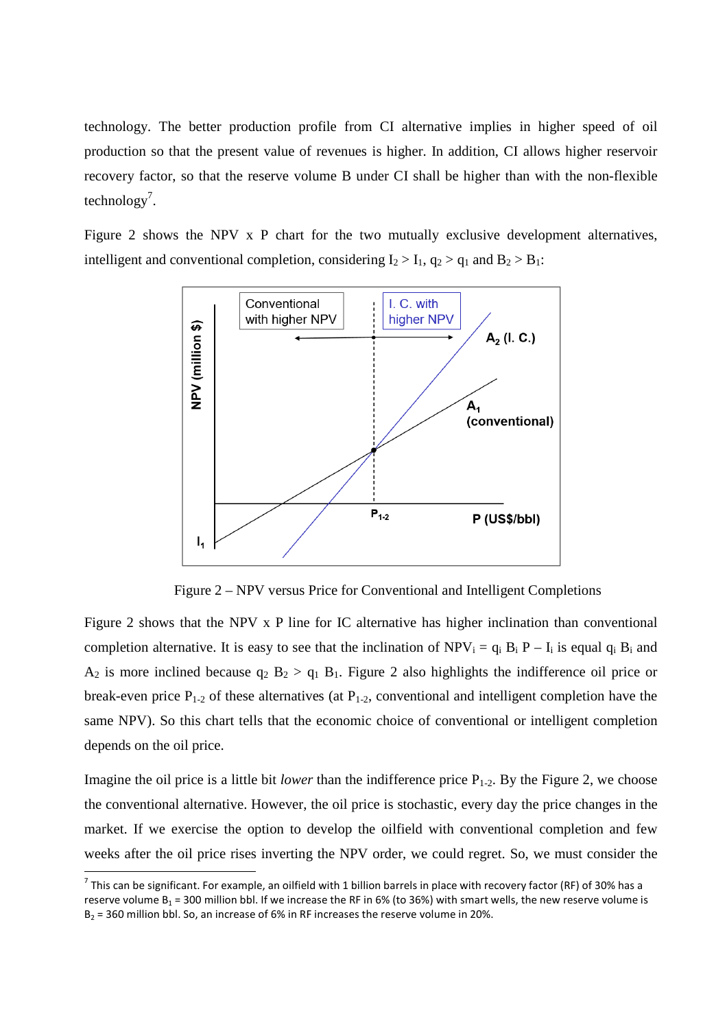technology. The better production profile from CI alternative implies in higher speed of oil production so that the present value of revenues is higher. In addition, CI allows higher reservoir recovery factor, so that the reserve volume B under CI shall be higher than with the non-flexible technology[7].

Figure 2 shows the NPV x P chart for the two mutually exclusive development alternatives, intelligent and conventional completion, considering $I_2 > I_1$, $q_2 > q_1$ and $B_2 > B_1$:

Figure 2 – NPV versus Price for Conventional and Intelligent Completions

Figure 2 shows that the NPV x P line for IC alternative has higher inclination than conventional completion alternative. It is easy to see that the inclination of $NPV_i = q_i\ B_i\ P - I_i$ is equal $q_i\ B_i$ and $A_2$ is more inclined because $q_2\ B_2 > q_1\ B_1$. Figure 2 also highlights the indifference oil price or break-even price $P_{1\text{-}2}$ of these alternatives (at $P_{1\text{-}2}$, conventional and intelligent completion have the same NPV). So this chart tells that the economic choice of conventional or intelligent completion depends on the oil price.

Imagine the oil price is a little bit *lower* than the indifference price $P_{1\text{-}2}$. By the Figure 2, we choose the conventional alternative. However, the oil price is stochastic, every day the price changes in the market. If we exercise the option to develop the oilfield with conventional completion and few weeks after the oil price rises inverting the NPV order, we could regret. So, we must consider the

[7] This can be significant. For example, an oilfield with 1 billion barrels in place with recovery factor (RF) of 30% has a reserve volume $B_1$ = 300 million bbl. If we increase the RF in 6% (to 36%) with smart wells, the new reserve volume is $B_2$ = 360 million bbl. So, an increase of 6% in RF increases the reserve volume in 20%.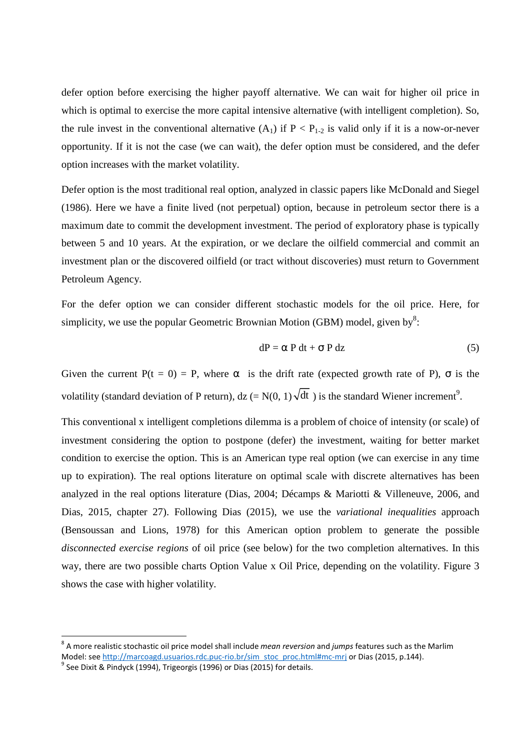defer option before exercising the higher payoff alternative. We can wait for higher oil price in which is optimal to exercise the more capital intensive alternative (with intelligent completion). So, the rule invest in the conventional alternative ($A_1$) if $P < P_{1\text{-}2}$ is valid only if it is a now-or-never opportunity. If it is not the case (we can wait), the defer option must be considered, and the defer option increases with the market volatility.

Defer option is the most traditional real option, analyzed in classic papers like McDonald and Siegel (1986). Here we have a finite lived (not perpetual) option, because in petroleum sector there is a maximum date to commit the development investment. The period of exploratory phase is typically between 5 and 10 years. At the expiration, or we declare the oilfield commercial and commit an investment plan or the discovered oilfield (or tract without discoveries) must return to Government Petroleum Agency.

For the defer option we can consider different stochastic models for the oil price. Here, for simplicity, we use the popular Geometric Brownian Motion (GBM) model, given by[8]:

$$dP = \alpha \, P \, dt + \sigma \, P \, dz \tag{5}$$

Given the current $P(t = 0) = P$, where $\alpha$ is the drift rate (expected growth rate of P), $\sigma$ is the volatility (standard deviation of P return), dz ($= N(0, 1)\sqrt{dt}$ ) is the standard Wiener increment[9].

This conventional x intelligent completions dilemma is a problem of choice of intensity (or scale) of investment considering the option to postpone (defer) the investment, waiting for better market condition to exercise the option. This is an American type real option (we can exercise in any time up to expiration). The real options literature on optimal scale with discrete alternatives has been analyzed in the real options literature (Dias, 2004; Décamps & Mariotti & Villeneuve, 2006, and Dias, 2015, chapter 27). Following Dias (2015), we use the *variational inequalities* approach (Bensoussan and Lions, 1978) for this American option problem to generate the possible *disconnected exercise regions* of oil price (see below) for the two completion alternatives. In this way, there are two possible charts Option Value x Oil Price, depending on the volatility. Figure 3 shows the case with higher volatility.

---

[8] A more realistic stochastic oil price model shall include *mean reversion* and *jumps* features such as the Marlim Model: see http://marcoagd.usuarios.rdc.puc-rio.br/sim_stoc_proc.html#mc-mrj or Dias (2015, p.144).

[9] See Dixit & Pindyck (1994), Trigeorgis (1996) or Dias (2015) for details.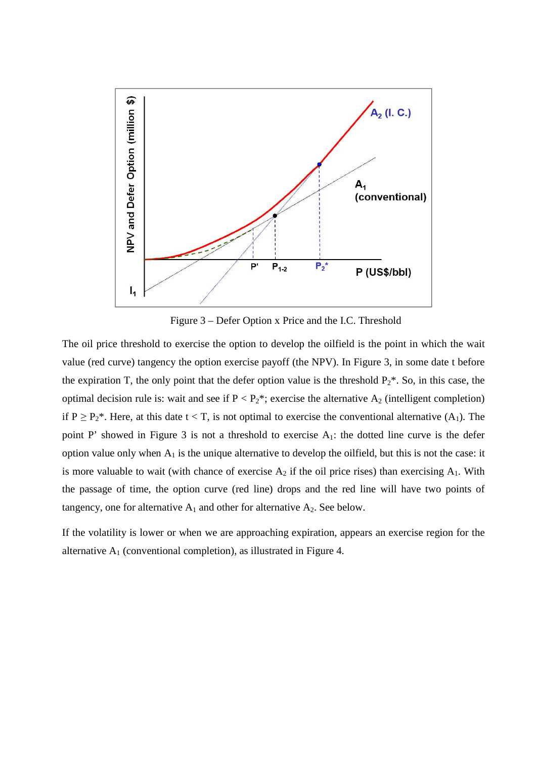Figure 3 – Defer Option x Price and the I.C. Threshold

The oil price threshold to exercise the option to develop the oilfield is the point in which the wait value (red curve) tangency the option exercise payoff (the NPV). In Figure 3, in some date t before the expiration T, the only point that the defer option value is the threshold $P_2$*. So, in this case, the optimal decision rule is: wait and see if $P < P_2$*; exercise the alternative $A_2$ (intelligent completion) if $P \geq P_2$*. Here, at this date $t < T$, is not optimal to exercise the conventional alternative ($A_1$). The point P' showed in Figure 3 is not a threshold to exercise $A_1$: the dotted line curve is the defer option value only when $A_1$ is the unique alternative to develop the oilfield, but this is not the case: it is more valuable to wait (with chance of exercise $A_2$ if the oil price rises) than exercising $A_1$. With the passage of time, the option curve (red line) drops and the red line will have two points of tangency, one for alternative $A_1$ and other for alternative $A_2$. See below.

If the volatility is lower or when we are approaching expiration, appears an exercise region for the alternative $A_1$ (conventional completion), as illustrated in Figure 4.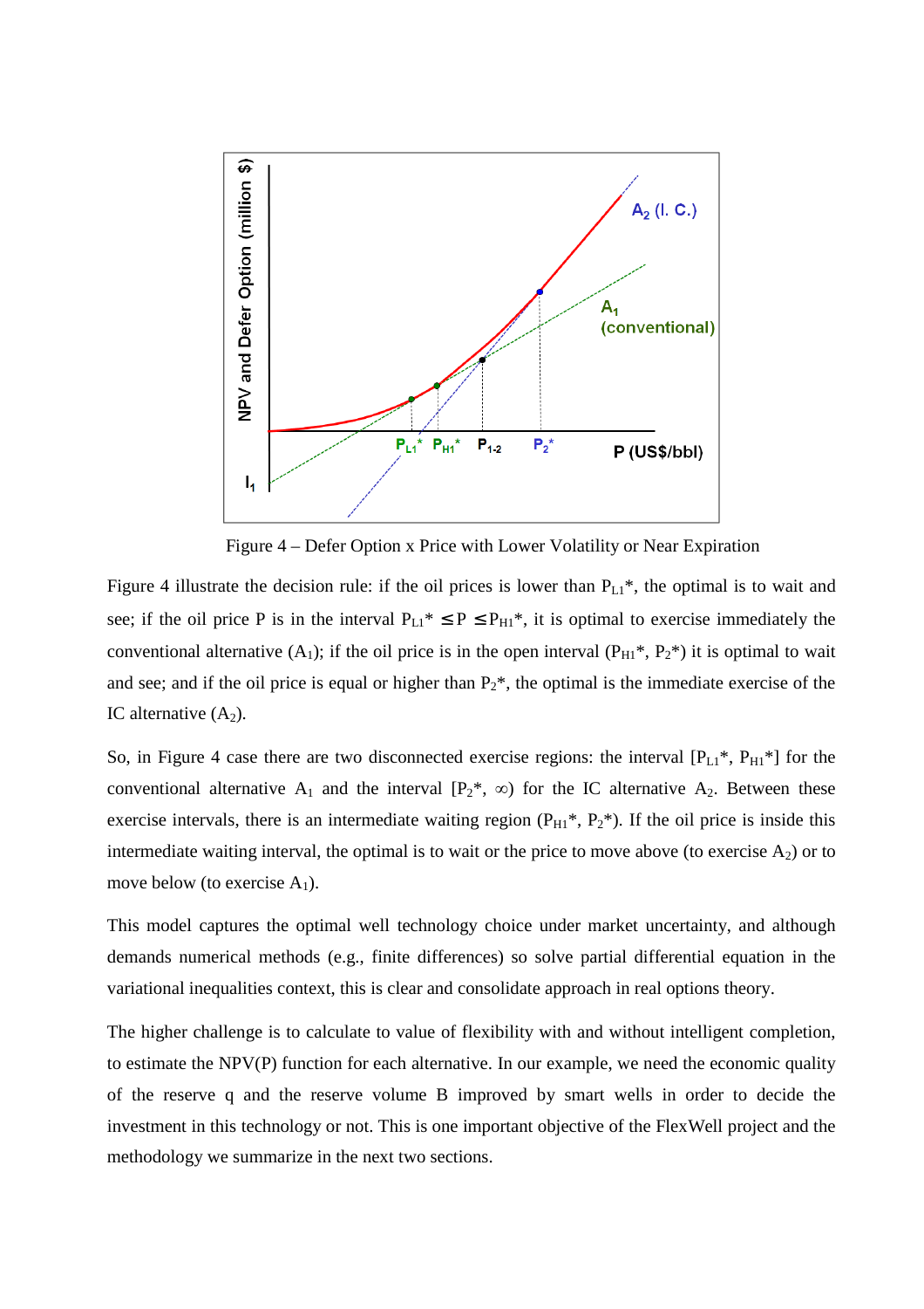Figure 4 – Defer Option x Price with Lower Volatility or Near Expiration

Figure 4 illustrate the decision rule: if the oil prices is lower than $P_{L1}$*, the optimal is to wait and see; if the oil price P is in the interval $P_{L1}* \leq P \leq P_{H1}*$, it is optimal to exercise immediately the conventional alternative ($A_1$); if the oil price is in the open interval ($P_{H1}$*, $P_2$*) it is optimal to wait and see; and if the oil price is equal or higher than $P_2$*, the optimal is the immediate exercise of the IC alternative ($A_2$).

So, in Figure 4 case there are two disconnected exercise regions: the interval [$P_{L1}$*, $P_{H1}$*] for the conventional alternative $A_1$ and the interval [$P_2$*, $\infty$) for the IC alternative $A_2$. Between these exercise intervals, there is an intermediate waiting region ($P_{H1}$*, $P_2$*). If the oil price is inside this intermediate waiting interval, the optimal is to wait or the price to move above (to exercise $A_2$) or to move below (to exercise $A_1$).

This model captures the optimal well technology choice under market uncertainty, and although demands numerical methods (e.g., finite differences) so solve partial differential equation in the variational inequalities context, this is clear and consolidate approach in real options theory.

The higher challenge is to calculate to value of flexibility with and without intelligent completion, to estimate the NPV(P) function for each alternative. In our example, we need the economic quality of the reserve q and the reserve volume B improved by smart wells in order to decide the investment in this technology or not. This is one important objective of the FlexWell project and the methodology we summarize in the next two sections.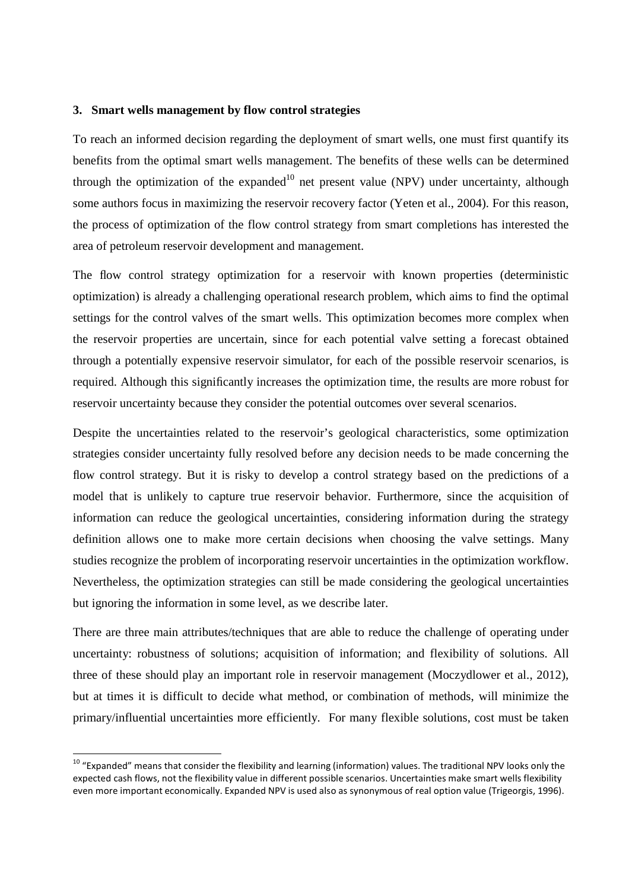### 3. Smart wells management by flow control strategies

To reach an informed decision regarding the deployment of smart wells, one must first quantify its benefits from the optimal smart wells management. The benefits of these wells can be determined through the optimization of the expanded[10] net present value (NPV) under uncertainty, although some authors focus in maximizing the reservoir recovery factor (Yeten et al., 2004). For this reason, the process of optimization of the flow control strategy from smart completions has interested the area of petroleum reservoir development and management.

The flow control strategy optimization for a reservoir with known properties (deterministic optimization) is already a challenging operational research problem, which aims to find the optimal settings for the control valves of the smart wells. This optimization becomes more complex when the reservoir properties are uncertain, since for each potential valve setting a forecast obtained through a potentially expensive reservoir simulator, for each of the possible reservoir scenarios, is required. Although this significantly increases the optimization time, the results are more robust for reservoir uncertainty because they consider the potential outcomes over several scenarios.

Despite the uncertainties related to the reservoir's geological characteristics, some optimization strategies consider uncertainty fully resolved before any decision needs to be made concerning the flow control strategy. But it is risky to develop a control strategy based on the predictions of a model that is unlikely to capture true reservoir behavior. Furthermore, since the acquisition of information can reduce the geological uncertainties, considering information during the strategy definition allows one to make more certain decisions when choosing the valve settings. Many studies recognize the problem of incorporating reservoir uncertainties in the optimization workflow. Nevertheless, the optimization strategies can still be made considering the geological uncertainties but ignoring the information in some level, as we describe later.

There are three main attributes/techniques that are able to reduce the challenge of operating under uncertainty: robustness of solutions; acquisition of information; and flexibility of solutions. All three of these should play an important role in reservoir management (Moczydlower et al., 2012), but at times it is difficult to decide what method, or combination of methods, will minimize the primary/influential uncertainties more efficiently. For many flexible solutions, cost must be taken

[10] "Expanded" means that consider the flexibility and learning (information) values. The traditional NPV looks only the expected cash flows, not the flexibility value in different possible scenarios. Uncertainties make smart wells flexibility even more important economically. Expanded NPV is used also as synonymous of real option value (Trigeorgis, 1996).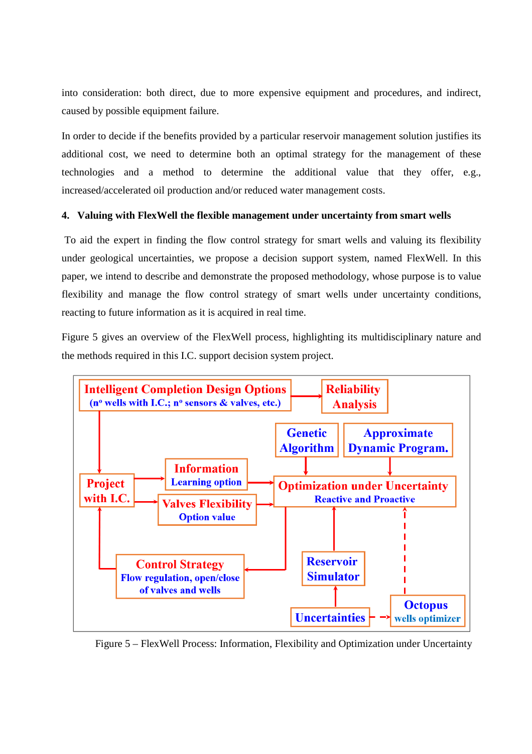into consideration: both direct, due to more expensive equipment and procedures, and indirect, caused by possible equipment failure.

In order to decide if the benefits provided by a particular reservoir management solution justifies its additional cost, we need to determine both an optimal strategy for the management of these technologies and a method to determine the additional value that they offer, e.g., increased/accelerated oil production and/or reduced water management costs.

## 4. Valuing with FlexWell the flexible management under uncertainty from smart wells

To aid the expert in finding the flow control strategy for smart wells and valuing its flexibility under geological uncertainties, we propose a decision support system, named FlexWell. In this paper, we intend to describe and demonstrate the proposed methodology, whose purpose is to value flexibility and manage the flow control strategy of smart wells under uncertainty conditions, reacting to future information as it is acquired in real time.

Figure 5 gives an overview of the FlexWell process, highlighting its multidisciplinary nature and the methods required in this I.C. support decision system project.

Intelligent Completion Design Options (nº wells with I.C.; nº sensors & valves, etc.)

Reliability Analysis

Genetic Algorithm

Approximate Dynamic Program.

Project with I.C.

Information Learning option

Valves Flexibility Option value

Optimization under Uncertainty Reactive and Proactive

Control Strategy Flow regulation, open/close of valves and wells

Reservoir Simulator

Uncertainties

Octopus wells optimizer

Figure 5 – FlexWell Process: Information, Flexibility and Optimization under Uncertainty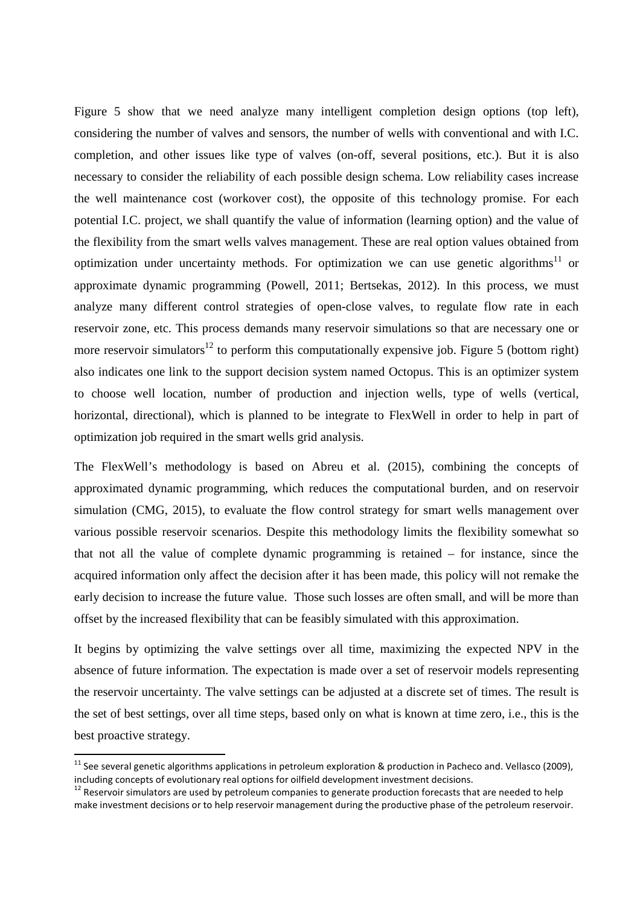Figure 5 show that we need analyze many intelligent completion design options (top left), considering the number of valves and sensors, the number of wells with conventional and with I.C. completion, and other issues like type of valves (on-off, several positions, etc.). But it is also necessary to consider the reliability of each possible design schema. Low reliability cases increase the well maintenance cost (workover cost), the opposite of this technology promise. For each potential I.C. project, we shall quantify the value of information (learning option) and the value of the flexibility from the smart wells valves management. These are real option values obtained from optimization under uncertainty methods. For optimization we can use genetic algorithms[11] or approximate dynamic programming (Powell, 2011; Bertsekas, 2012). In this process, we must analyze many different control strategies of open-close valves, to regulate flow rate in each reservoir zone, etc. This process demands many reservoir simulations so that are necessary one or more reservoir simulators[12] to perform this computationally expensive job. Figure 5 (bottom right) also indicates one link to the support decision system named Octopus. This is an optimizer system to choose well location, number of production and injection wells, type of wells (vertical, horizontal, directional), which is planned to be integrate to FlexWell in order to help in part of optimization job required in the smart wells grid analysis.

The FlexWell's methodology is based on Abreu et al. (2015), combining the concepts of approximated dynamic programming, which reduces the computational burden, and on reservoir simulation (CMG, 2015), to evaluate the flow control strategy for smart wells management over various possible reservoir scenarios. Despite this methodology limits the flexibility somewhat so that not all the value of complete dynamic programming is retained – for instance, since the acquired information only affect the decision after it has been made, this policy will not remake the early decision to increase the future value. Those such losses are often small, and will be more than offset by the increased flexibility that can be feasibly simulated with this approximation.

It begins by optimizing the valve settings over all time, maximizing the expected NPV in the absence of future information. The expectation is made over a set of reservoir models representing the reservoir uncertainty. The valve settings can be adjusted at a discrete set of times. The result is the set of best settings, over all time steps, based only on what is known at time zero, i.e., this is the best proactive strategy.

---

[11] See several genetic algorithms applications in petroleum exploration & production in Pacheco and. Vellasco (2009), including concepts of evolutionary real options for oilfield development investment decisions.

[12] Reservoir simulators are used by petroleum companies to generate production forecasts that are needed to help make investment decisions or to help reservoir management during the productive phase of the petroleum reservoir.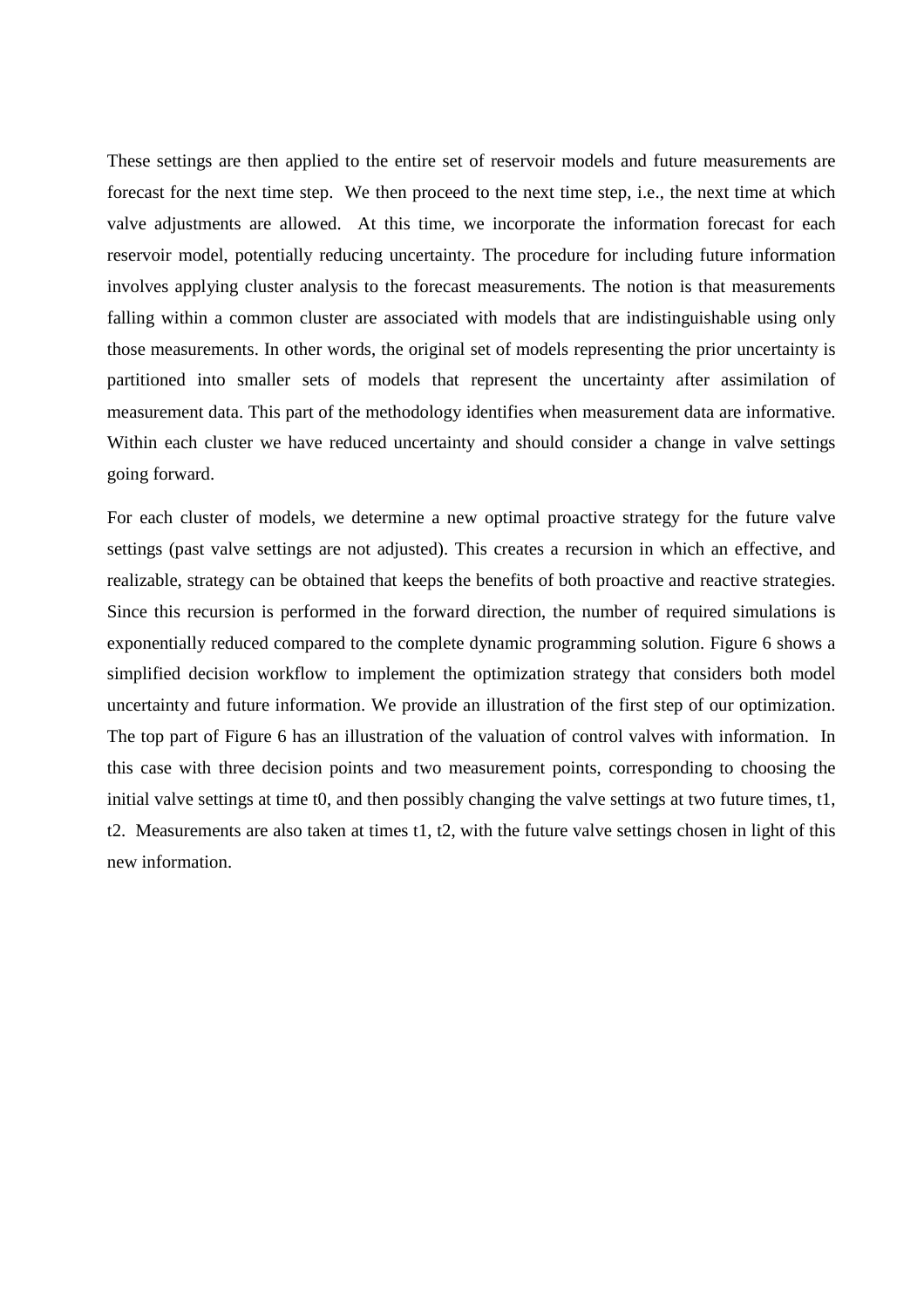These settings are then applied to the entire set of reservoir models and future measurements are forecast for the next time step. We then proceed to the next time step, i.e., the next time at which valve adjustments are allowed. At this time, we incorporate the information forecast for each reservoir model, potentially reducing uncertainty. The procedure for including future information involves applying cluster analysis to the forecast measurements. The notion is that measurements falling within a common cluster are associated with models that are indistinguishable using only those measurements. In other words, the original set of models representing the prior uncertainty is partitioned into smaller sets of models that represent the uncertainty after assimilation of measurement data. This part of the methodology identifies when measurement data are informative. Within each cluster we have reduced uncertainty and should consider a change in valve settings going forward.

For each cluster of models, we determine a new optimal proactive strategy for the future valve settings (past valve settings are not adjusted). This creates a recursion in which an effective, and realizable, strategy can be obtained that keeps the benefits of both proactive and reactive strategies. Since this recursion is performed in the forward direction, the number of required simulations is exponentially reduced compared to the complete dynamic programming solution. Figure 6 shows a simplified decision workflow to implement the optimization strategy that considers both model uncertainty and future information. We provide an illustration of the first step of our optimization. The top part of Figure 6 has an illustration of the valuation of control valves with information. In this case with three decision points and two measurement points, corresponding to choosing the initial valve settings at time t0, and then possibly changing the valve settings at two future times, t1, t2. Measurements are also taken at times t1, t2, with the future valve settings chosen in light of this new information.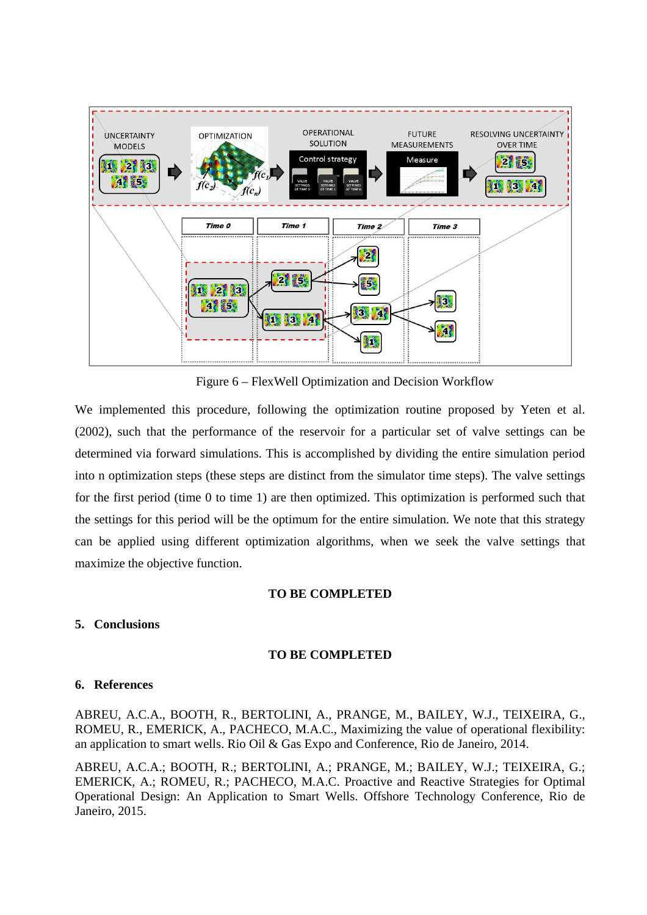Figure 6 – FlexWell Optimization and Decision Workflow

We implemented this procedure, following the optimization routine proposed by Yeten et al. (2002), such that the performance of the reservoir for a particular set of valve settings can be determined via forward simulations. This is accomplished by dividing the entire simulation period into n optimization steps (these steps are distinct from the simulator time steps). The valve settings for the first period (time 0 to time 1) are then optimized. This optimization is performed such that the settings for this period will be the optimum for the entire simulation. We note that this strategy can be applied using different optimization algorithms, when we seek the valve settings that maximize the objective function.

**TO BE COMPLETED**

## 5. Conclusions

**TO BE COMPLETED**

## 6. References

ABREU, A.C.A., BOOTH, R., BERTOLINI, A., PRANGE, M., BAILEY, W.J., TEIXEIRA, G., ROMEU, R., EMERICK, A., PACHECO, M.A.C., Maximizing the value of operational flexibility: an application to smart wells. Rio Oil & Gas Expo and Conference, Rio de Janeiro, 2014.

ABREU, A.C.A.; BOOTH, R.; BERTOLINI, A.; PRANGE, M.; BAILEY, W.J.; TEIXEIRA, G.; EMERICK, A.; ROMEU, R.; PACHECO, M.A.C. Proactive and Reactive Strategies for Optimal Operational Design: An Application to Smart Wells. Offshore Technology Conference, Rio de Janeiro, 2015.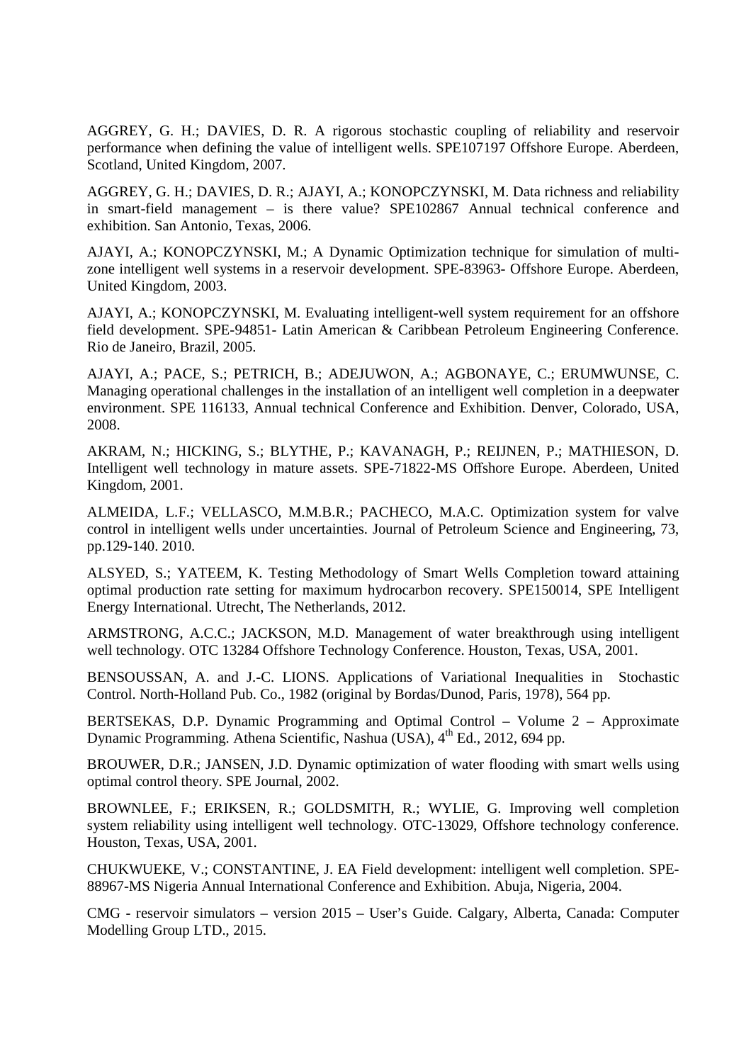AGGREY, G. H.; DAVIES, D. R. A rigorous stochastic coupling of reliability and reservoir performance when defining the value of intelligent wells. SPE107197 Offshore Europe. Aberdeen, Scotland, United Kingdom, 2007.

AGGREY, G. H.; DAVIES, D. R.; AJAYI, A.; KONOPCZYNSKI, M. Data richness and reliability in smart-field management – is there value? SPE102867 Annual technical conference and exhibition. San Antonio, Texas, 2006.

AJAYI, A.; KONOPCZYNSKI, M.; A Dynamic Optimization technique for simulation of multi-zone intelligent well systems in a reservoir development. SPE-83963- Offshore Europe. Aberdeen, United Kingdom, 2003.

AJAYI, A.; KONOPCZYNSKI, M. Evaluating intelligent-well system requirement for an offshore field development. SPE-94851- Latin American & Caribbean Petroleum Engineering Conference. Rio de Janeiro, Brazil, 2005.

AJAYI, A.; PACE, S.; PETRICH, B.; ADEJUWON, A.; AGBONAYE, C.; ERUMWUNSE, C. Managing operational challenges in the installation of an intelligent well completion in a deepwater environment. SPE 116133, Annual technical Conference and Exhibition. Denver, Colorado, USA, 2008.

AKRAM, N.; HICKING, S.; BLYTHE, P.; KAVANAGH, P.; REIJNEN, P.; MATHIESON, D. Intelligent well technology in mature assets. SPE-71822-MS Offshore Europe. Aberdeen, United Kingdom, 2001.

ALMEIDA, L.F.; VELLASCO, M.M.B.R.; PACHECO, M.A.C. Optimization system for valve control in intelligent wells under uncertainties. Journal of Petroleum Science and Engineering, 73, pp.129-140. 2010.

ALSYED, S.; YATEEM, K. Testing Methodology of Smart Wells Completion toward attaining optimal production rate setting for maximum hydrocarbon recovery. SPE150014, SPE Intelligent Energy International. Utrecht, The Netherlands, 2012.

ARMSTRONG, A.C.C.; JACKSON, M.D. Management of water breakthrough using intelligent well technology. OTC 13284 Offshore Technology Conference. Houston, Texas, USA, 2001.

BENSOUSSAN, A. and J.-C. LIONS. Applications of Variational Inequalities in Stochastic Control. North-Holland Pub. Co., 1982 (original by Bordas/Dunod, Paris, 1978), 564 pp.

BERTSEKAS, D.P. Dynamic Programming and Optimal Control – Volume 2 – Approximate Dynamic Programming. Athena Scientific, Nashua (USA), 4th Ed., 2012, 694 pp.

BROUWER, D.R.; JANSEN, J.D. Dynamic optimization of water flooding with smart wells using optimal control theory. SPE Journal, 2002.

BROWNLEE, F.; ERIKSEN, R.; GOLDSMITH, R.; WYLIE, G. Improving well completion system reliability using intelligent well technology. OTC-13029, Offshore technology conference. Houston, Texas, USA, 2001.

CHUKWUEKE, V.; CONSTANTINE, J. EA Field development: intelligent well completion. SPE-88967-MS Nigeria Annual International Conference and Exhibition. Abuja, Nigeria, 2004.

CMG - reservoir simulators – version 2015 – User's Guide. Calgary, Alberta, Canada: Computer Modelling Group LTD., 2015.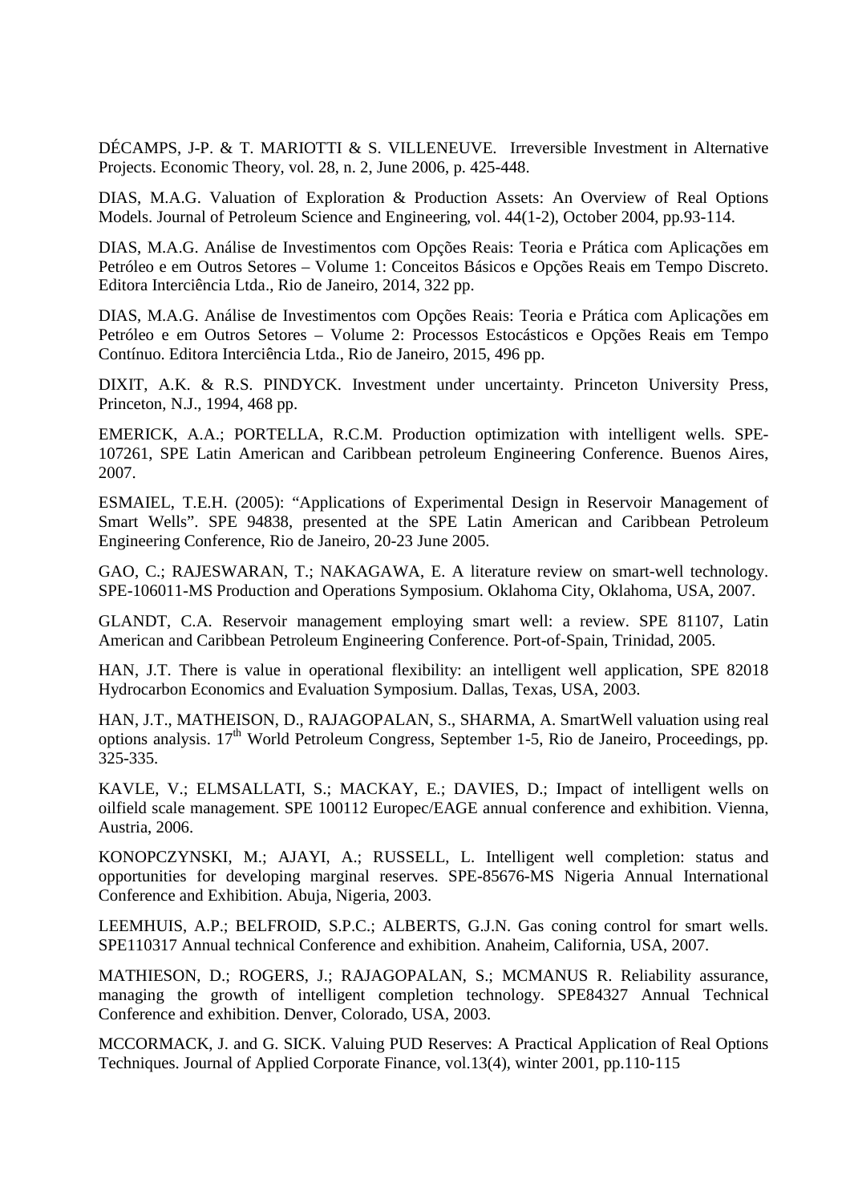DÉCAMPS, J-P. & T. MARIOTTI & S. VILLENEUVE. Irreversible Investment in Alternative Projects. Economic Theory, vol. 28, n. 2, June 2006, p. 425-448.

DIAS, M.A.G. Valuation of Exploration & Production Assets: An Overview of Real Options Models. Journal of Petroleum Science and Engineering, vol. 44(1-2), October 2004, pp.93-114.

DIAS, M.A.G. Análise de Investimentos com Opções Reais: Teoria e Prática com Aplicações em Petróleo e em Outros Setores – Volume 1: Conceitos Básicos e Opções Reais em Tempo Discreto. Editora Interciência Ltda., Rio de Janeiro, 2014, 322 pp.

DIAS, M.A.G. Análise de Investimentos com Opções Reais: Teoria e Prática com Aplicações em Petróleo e em Outros Setores – Volume 2: Processos Estocásticos e Opções Reais em Tempo Contínuo. Editora Interciência Ltda., Rio de Janeiro, 2015, 496 pp.

DIXIT, A.K. & R.S. PINDYCK. Investment under uncertainty. Princeton University Press, Princeton, N.J., 1994, 468 pp.

EMERICK, A.A.; PORTELLA, R.C.M. Production optimization with intelligent wells. SPE-107261, SPE Latin American and Caribbean petroleum Engineering Conference. Buenos Aires, 2007.

ESMAIEL, T.E.H. (2005): "Applications of Experimental Design in Reservoir Management of Smart Wells". SPE 94838, presented at the SPE Latin American and Caribbean Petroleum Engineering Conference, Rio de Janeiro, 20-23 June 2005.

GAO, C.; RAJESWARAN, T.; NAKAGAWA, E. A literature review on smart-well technology. SPE-106011-MS Production and Operations Symposium. Oklahoma City, Oklahoma, USA, 2007.

GLANDT, C.A. Reservoir management employing smart well: a review. SPE 81107, Latin American and Caribbean Petroleum Engineering Conference. Port-of-Spain, Trinidad, 2005.

HAN, J.T. There is value in operational flexibility: an intelligent well application, SPE 82018 Hydrocarbon Economics and Evaluation Symposium. Dallas, Texas, USA, 2003.

HAN, J.T., MATHEISON, D., RAJAGOPALAN, S., SHARMA, A. SmartWell valuation using real options analysis. 17th World Petroleum Congress, September 1-5, Rio de Janeiro, Proceedings, pp. 325-335.

KAVLE, V.; ELMSALLATI, S.; MACKAY, E.; DAVIES, D.; Impact of intelligent wells on oilfield scale management. SPE 100112 Europec/EAGE annual conference and exhibition. Vienna, Austria, 2006.

KONOPCZYNSKI, M.; AJAYI, A.; RUSSELL, L. Intelligent well completion: status and opportunities for developing marginal reserves. SPE-85676-MS Nigeria Annual International Conference and Exhibition. Abuja, Nigeria, 2003.

LEEMHUIS, A.P.; BELFROID, S.P.C.; ALBERTS, G.J.N. Gas coning control for smart wells. SPE110317 Annual technical Conference and exhibition. Anaheim, California, USA, 2007.

MATHIESON, D.; ROGERS, J.; RAJAGOPALAN, S.; MCMANUS R. Reliability assurance, managing the growth of intelligent completion technology. SPE84327 Annual Technical Conference and exhibition. Denver, Colorado, USA, 2003.

MCCORMACK, J. and G. SICK. Valuing PUD Reserves: A Practical Application of Real Options Techniques. Journal of Applied Corporate Finance, vol.13(4), winter 2001, pp.110-115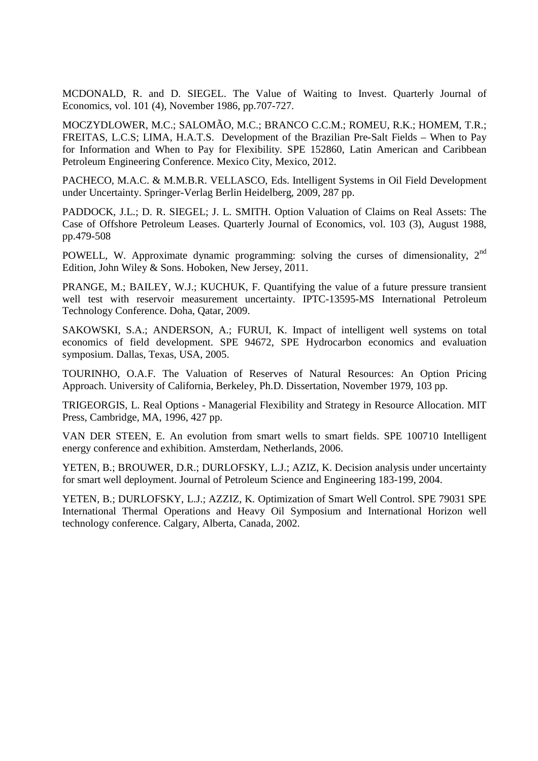MCDONALD, R. and D. SIEGEL. The Value of Waiting to Invest. Quarterly Journal of Economics, vol. 101 (4), November 1986, pp.707-727.

MOCZYDLOWER, M.C.; SALOMÃO, M.C.; BRANCO C.C.M.; ROMEU, R.K.; HOMEM, T.R.; FREITAS, L.C.S; LIMA, H.A.T.S. Development of the Brazilian Pre-Salt Fields – When to Pay for Information and When to Pay for Flexibility. SPE 152860, Latin American and Caribbean Petroleum Engineering Conference. Mexico City, Mexico, 2012.

PACHECO, M.A.C. & M.M.B.R. VELLASCO, Eds. Intelligent Systems in Oil Field Development under Uncertainty. Springer-Verlag Berlin Heidelberg, 2009, 287 pp.

PADDOCK, J.L.; D. R. SIEGEL; J. L. SMITH. Option Valuation of Claims on Real Assets: The Case of Offshore Petroleum Leases. Quarterly Journal of Economics, vol. 103 (3), August 1988, pp.479-508

POWELL, W. Approximate dynamic programming: solving the curses of dimensionality, 2nd Edition, John Wiley & Sons. Hoboken, New Jersey, 2011.

PRANGE, M.; BAILEY, W.J.; KUCHUK, F. Quantifying the value of a future pressure transient well test with reservoir measurement uncertainty. IPTC-13595-MS International Petroleum Technology Conference. Doha, Qatar, 2009.

SAKOWSKI, S.A.; ANDERSON, A.; FURUI, K. Impact of intelligent well systems on total economics of field development. SPE 94672, SPE Hydrocarbon economics and evaluation symposium. Dallas, Texas, USA, 2005.

TOURINHO, O.A.F. The Valuation of Reserves of Natural Resources: An Option Pricing Approach. University of California, Berkeley, Ph.D. Dissertation, November 1979, 103 pp.

TRIGEORGIS, L. Real Options - Managerial Flexibility and Strategy in Resource Allocation. MIT Press, Cambridge, MA, 1996, 427 pp.

VAN DER STEEN, E. An evolution from smart wells to smart fields. SPE 100710 Intelligent energy conference and exhibition. Amsterdam, Netherlands, 2006.

YETEN, B.; BROUWER, D.R.; DURLOFSKY, L.J.; AZIZ, K. Decision analysis under uncertainty for smart well deployment. Journal of Petroleum Science and Engineering 183-199, 2004.

YETEN, B.; DURLOFSKY, L.J.; AZZIZ, K. Optimization of Smart Well Control. SPE 79031 SPE International Thermal Operations and Heavy Oil Symposium and International Horizon well technology conference. Calgary, Alberta, Canada, 2002.